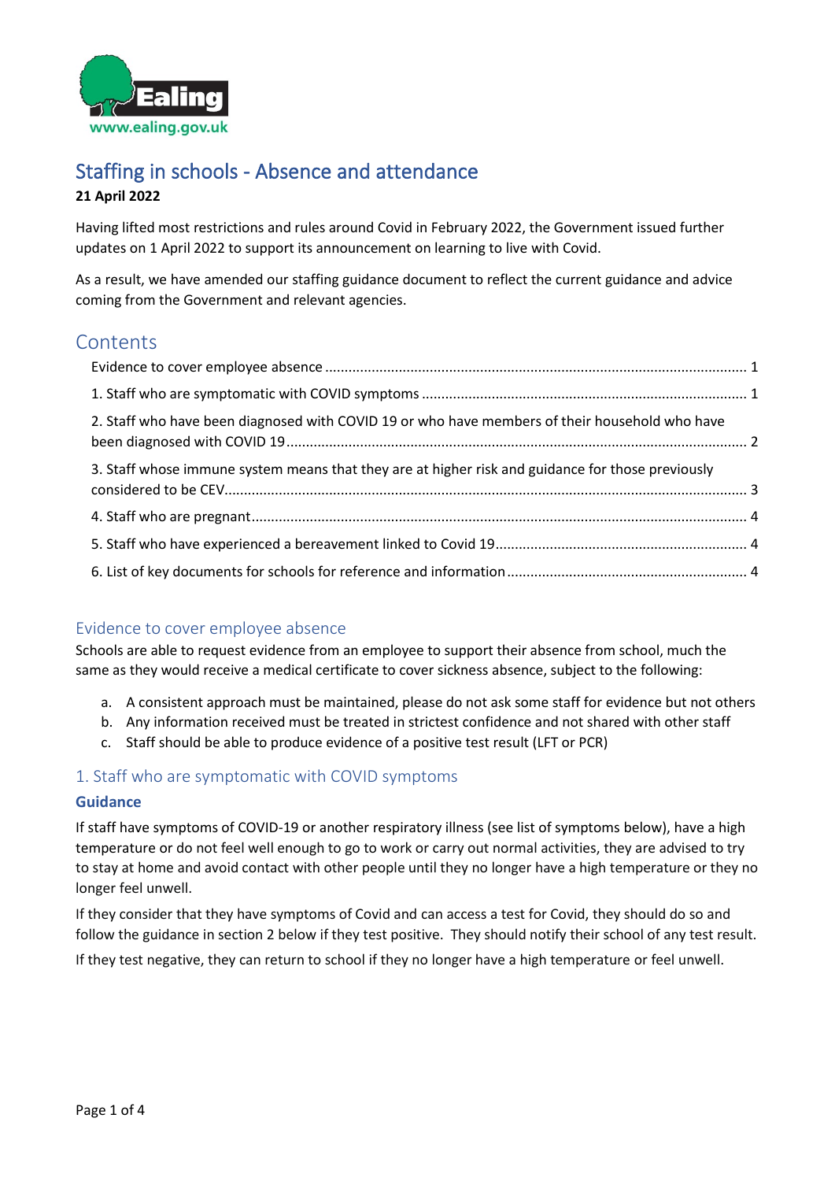# Staffing in schools - Absence and attendance

**21 April 2022**

Having lifted most restrictions and rules around Covid in February 2022, the Government issued further updates on 1 April 2022 to support its announcement on learning to live with Covid.

As a result, we have amended our staffing guidance document to reflect the current guidance and advice coming from the Government and relevant agencies.

## Contents

- Evidence to cover employee absence ..... 1
- 1. Staff who are symptomatic with COVID symptoms ..... 1
- 2. Staff who have been diagnosed with COVID 19 or who have members of their household who have been diagnosed with COVID 19 ..... 2
- 3. Staff whose immune system means that they are at higher risk and guidance for those previously considered to be CEV ..... 3
- 4. Staff who are pregnant ..... 4
- 5. Staff who have experienced a bereavement linked to Covid 19 ..... 4
- 6. List of key documents for schools for reference and information ..... 4

## Evidence to cover employee absence

Schools are able to request evidence from an employee to support their absence from school, much the same as they would receive a medical certificate to cover sickness absence, subject to the following:

a. A consistent approach must be maintained, please do not ask some staff for evidence but not others
b. Any information received must be treated in strictest confidence and not shared with other staff
c. Staff should be able to produce evidence of a positive test result (LFT or PCR)

## 1. Staff who are symptomatic with COVID symptoms

### Guidance

If staff have symptoms of COVID-19 or another respiratory illness (see list of symptoms below), have a high temperature or do not feel well enough to go to work or carry out normal activities, they are advised to try to stay at home and avoid contact with other people until they no longer have a high temperature or they no longer feel unwell.

If they consider that they have symptoms of Covid and can access a test for Covid, they should do so and follow the guidance in section 2 below if they test positive. They should notify their school of any test result.

If they test negative, they can return to school if they no longer have a high temperature or feel unwell.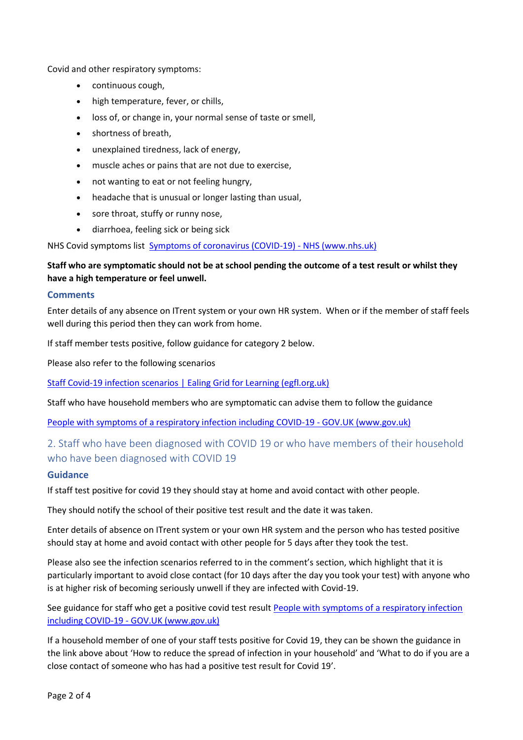Covid and other respiratory symptoms:

- continuous cough,
- high temperature, fever, or chills,
- loss of, or change in, your normal sense of taste or smell,
- shortness of breath,
- unexplained tiredness, lack of energy,
- muscle aches or pains that are not due to exercise,
- not wanting to eat or not feeling hungry,
- headache that is unusual or longer lasting than usual,
- sore throat, stuffy or runny nose,
- diarrhoea, feeling sick or being sick

NHS Covid symptoms list [Symptoms of coronavirus (COVID-19) - NHS (www.nhs.uk)](https://www.nhs.uk)

**Staff who are symptomatic should not be at school pending the outcome of a test result or whilst they have a high temperature or feel unwell.**

### Comments

Enter details of any absence on ITrent system or your own HR system. When or if the member of staff feels well during this period then they can work from home.

If staff member tests positive, follow guidance for category 2 below.

Please also refer to the following scenarios

[Staff Covid-19 infection scenarios | Ealing Grid for Learning (egfl.org.uk)](https://www.egfl.org.uk)

Staff who have household members who are symptomatic can advise them to follow the guidance

[People with symptoms of a respiratory infection including COVID-19 - GOV.UK (www.gov.uk)](https://www.gov.uk)

## 2. Staff who have been diagnosed with COVID 19 or who have members of their household who have been diagnosed with COVID 19

### Guidance

If staff test positive for covid 19 they should stay at home and avoid contact with other people.

They should notify the school of their positive test result and the date it was taken.

Enter details of absence on ITrent system or your own HR system and the person who has tested positive should stay at home and avoid contact with other people for 5 days after they took the test.

Please also see the infection scenarios referred to in the comment's section, which highlight that it is particularly important to avoid close contact (for 10 days after the day you took your test) with anyone who is at higher risk of becoming seriously unwell if they are infected with Covid-19.

See guidance for staff who get a positive covid test result [People with symptoms of a respiratory infection including COVID-19 - GOV.UK (www.gov.uk)](https://www.gov.uk)

If a household member of one of your staff tests positive for Covid 19, they can be shown the guidance in the link above about 'How to reduce the spread of infection in your household' and 'What to do if you are a close contact of someone who has had a positive test result for Covid 19'.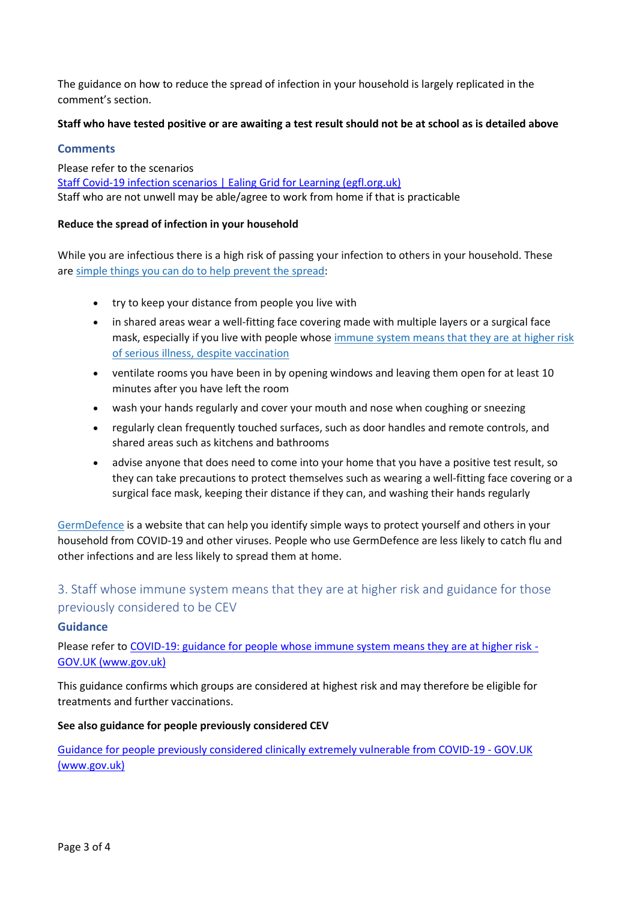The guidance on how to reduce the spread of infection in your household is largely replicated in the comment's section.

**Staff who have tested positive or are awaiting a test result should not be at school as is detailed above**

### Comments

Please refer to the scenarios
[Staff Covid-19 infection scenarios | Ealing Grid for Learning (egfl.org.uk)](egfl.org.uk)
Staff who are not unwell may be able/agree to work from home if that is practicable

**Reduce the spread of infection in your household**

While you are infectious there is a high risk of passing your infection to others in your household. These are simple things you can do to help prevent the spread:

- try to keep your distance from people you live with
- in shared areas wear a well-fitting face covering made with multiple layers or a surgical face mask, especially if you live with people whose immune system means that they are at higher risk of serious illness, despite vaccination
- ventilate rooms you have been in by opening windows and leaving them open for at least 10 minutes after you have left the room
- wash your hands regularly and cover your mouth and nose when coughing or sneezing
- regularly clean frequently touched surfaces, such as door handles and remote controls, and shared areas such as kitchens and bathrooms
- advise anyone that does need to come into your home that you have a positive test result, so they can take precautions to protect themselves such as wearing a well-fitting face covering or a surgical face mask, keeping their distance if they can, and washing their hands regularly

GermDefence is a website that can help you identify simple ways to protect yourself and others in your household from COVID-19 and other viruses. People who use GermDefence are less likely to catch flu and other infections and are less likely to spread them at home.

## 3. Staff whose immune system means that they are at higher risk and guidance for those previously considered to be CEV

### Guidance

Please refer to [COVID-19: guidance for people whose immune system means they are at higher risk - GOV.UK (www.gov.uk)](www.gov.uk)

This guidance confirms which groups are considered at highest risk and may therefore be eligible for treatments and further vaccinations.

**See also guidance for people previously considered CEV**

[Guidance for people previously considered clinically extremely vulnerable from COVID-19 - GOV.UK (www.gov.uk)](www.gov.uk)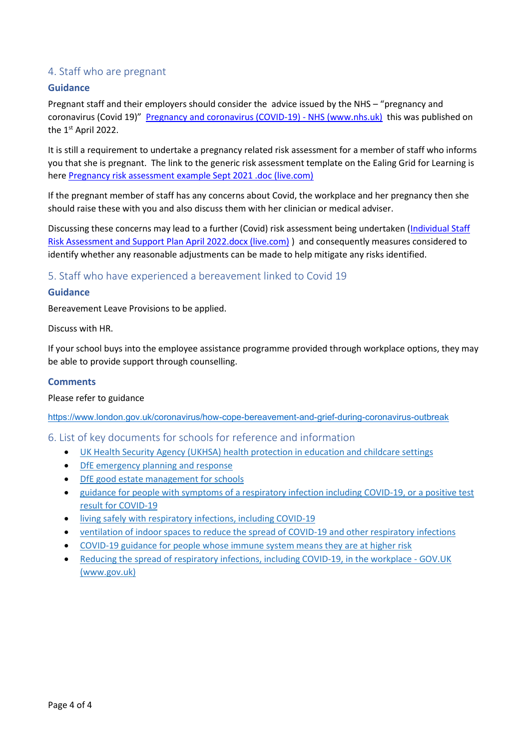## 4. Staff who are pregnant

### Guidance

Pregnant staff and their employers should consider the advice issued by the NHS – "pregnancy and coronavirus (Covid 19)" [Pregnancy and coronavirus (COVID-19) - NHS (www.nhs.uk)] this was published on the 1st April 2022.

It is still a requirement to undertake a pregnancy related risk assessment for a member of staff who informs you that she is pregnant. The link to the generic risk assessment template on the Ealing Grid for Learning is here [Pregnancy risk assessment example Sept 2021 .doc (live.com)]

If the pregnant member of staff has any concerns about Covid, the workplace and her pregnancy then she should raise these with you and also discuss them with her clinician or medical adviser.

Discussing these concerns may lead to a further (Covid) risk assessment being undertaken ([Individual Staff Risk Assessment and Support Plan April 2022.docx (live.com)]) and consequently measures considered to identify whether any reasonable adjustments can be made to help mitigate any risks identified.

## 5. Staff who have experienced a bereavement linked to Covid 19

### Guidance

Bereavement Leave Provisions to be applied.

Discuss with HR.

If your school buys into the employee assistance programme provided through workplace options, they may be able to provide support through counselling.

### Comments

Please refer to guidance

https://www.london.gov.uk/coronavirus/how-cope-bereavement-and-grief-during-coronavirus-outbreak

## 6. List of key documents for schools for reference and information

- UK Health Security Agency (UKHSA) health protection in education and childcare settings
- DfE emergency planning and response
- DfE good estate management for schools
- guidance for people with symptoms of a respiratory infection including COVID-19, or a positive test result for COVID-19
- living safely with respiratory infections, including COVID-19
- ventilation of indoor spaces to reduce the spread of COVID-19 and other respiratory infections
- COVID-19 guidance for people whose immune system means they are at higher risk
- Reducing the spread of respiratory infections, including COVID-19, in the workplace - GOV.UK (www.gov.uk)